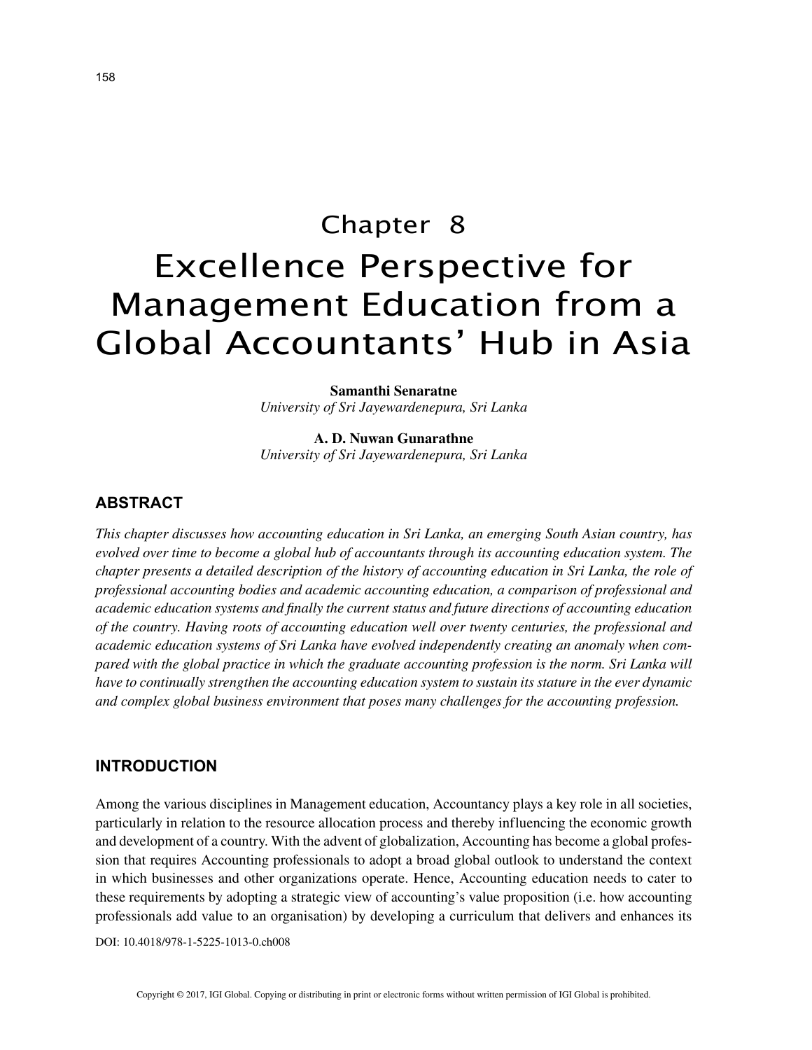# Chapter 8

# Excellence Perspective for Management Education from a Global Accountants' Hub in Asia

**Samanthi Senaratne**
*University of Sri Jayewardenepura, Sri Lanka*

**A. D. Nuwan Gunarathne**
*University of Sri Jayewardenepura, Sri Lanka*

## ABSTRACT

*This chapter discusses how accounting education in Sri Lanka, an emerging South Asian country, has evolved over time to become a global hub of accountants through its accounting education system. The chapter presents a detailed description of the history of accounting education in Sri Lanka, the role of professional accounting bodies and academic accounting education, a comparison of professional and academic education systems and finally the current status and future directions of accounting education of the country. Having roots of accounting education well over twenty centuries, the professional and academic education systems of Sri Lanka have evolved independently creating an anomaly when compared with the global practice in which the graduate accounting profession is the norm. Sri Lanka will have to continually strengthen the accounting education system to sustain its stature in the ever dynamic and complex global business environment that poses many challenges for the accounting profession.*

## INTRODUCTION

Among the various disciplines in Management education, Accountancy plays a key role in all societies, particularly in relation to the resource allocation process and thereby influencing the economic growth and development of a country. With the advent of globalization, Accounting has become a global profession that requires Accounting professionals to adopt a broad global outlook to understand the context in which businesses and other organizations operate. Hence, Accounting education needs to cater to these requirements by adopting a strategic view of accounting's value proposition (i.e. how accounting professionals add value to an organisation) by developing a curriculum that delivers and enhances its

DOI: 10.4018/978-1-5225-1013-0.ch008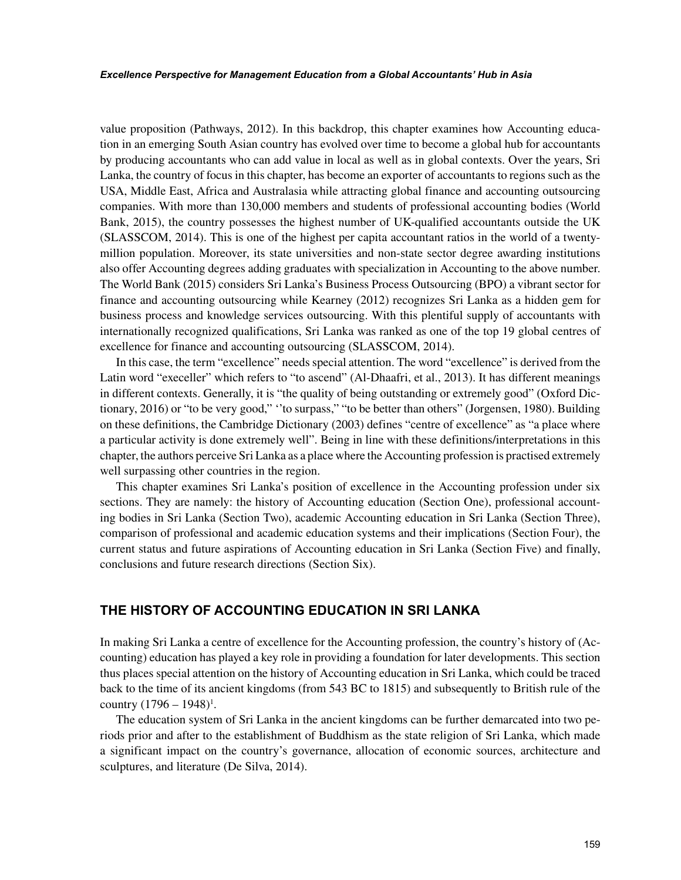value proposition (Pathways, 2012). In this backdrop, this chapter examines how Accounting education in an emerging South Asian country has evolved over time to become a global hub for accountants by producing accountants who can add value in local as well as in global contexts. Over the years, Sri Lanka, the country of focus in this chapter, has become an exporter of accountants to regions such as the USA, Middle East, Africa and Australasia while attracting global finance and accounting outsourcing companies. With more than 130,000 members and students of professional accounting bodies (World Bank, 2015), the country possesses the highest number of UK-qualified accountants outside the UK (SLASSCOM, 2014). This is one of the highest per capita accountant ratios in the world of a twenty-million population. Moreover, its state universities and non-state sector degree awarding institutions also offer Accounting degrees adding graduates with specialization in Accounting to the above number. The World Bank (2015) considers Sri Lanka's Business Process Outsourcing (BPO) a vibrant sector for finance and accounting outsourcing while Kearney (2012) recognizes Sri Lanka as a hidden gem for business process and knowledge services outsourcing. With this plentiful supply of accountants with internationally recognized qualifications, Sri Lanka was ranked as one of the top 19 global centres of excellence for finance and accounting outsourcing (SLASSCOM, 2014).

In this case, the term "excellence" needs special attention. The word "excellence" is derived from the Latin word "execeller" which refers to "to ascend" (Al-Dhaafri, et al., 2013). It has different meanings in different contexts. Generally, it is "the quality of being outstanding or extremely good" (Oxford Dictionary, 2016) or "to be very good," ''to surpass," "to be better than others" (Jorgensen, 1980). Building on these definitions, the Cambridge Dictionary (2003) defines "centre of excellence" as "a place where a particular activity is done extremely well". Being in line with these definitions/interpretations in this chapter, the authors perceive Sri Lanka as a place where the Accounting profession is practised extremely well surpassing other countries in the region.

This chapter examines Sri Lanka's position of excellence in the Accounting profession under six sections. They are namely: the history of Accounting education (Section One), professional accounting bodies in Sri Lanka (Section Two), academic Accounting education in Sri Lanka (Section Three), comparison of professional and academic education systems and their implications (Section Four), the current status and future aspirations of Accounting education in Sri Lanka (Section Five) and finally, conclusions and future research directions (Section Six).

## THE HISTORY OF ACCOUNTING EDUCATION IN SRI LANKA

In making Sri Lanka a centre of excellence for the Accounting profession, the country's history of (Accounting) education has played a key role in providing a foundation for later developments. This section thus places special attention on the history of Accounting education in Sri Lanka, which could be traced back to the time of its ancient kingdoms (from 543 BC to 1815) and subsequently to British rule of the country (1796 – 1948)[1].

The education system of Sri Lanka in the ancient kingdoms can be further demarcated into two periods prior and after to the establishment of Buddhism as the state religion of Sri Lanka, which made a significant impact on the country's governance, allocation of economic sources, architecture and sculptures, and literature (De Silva, 2014).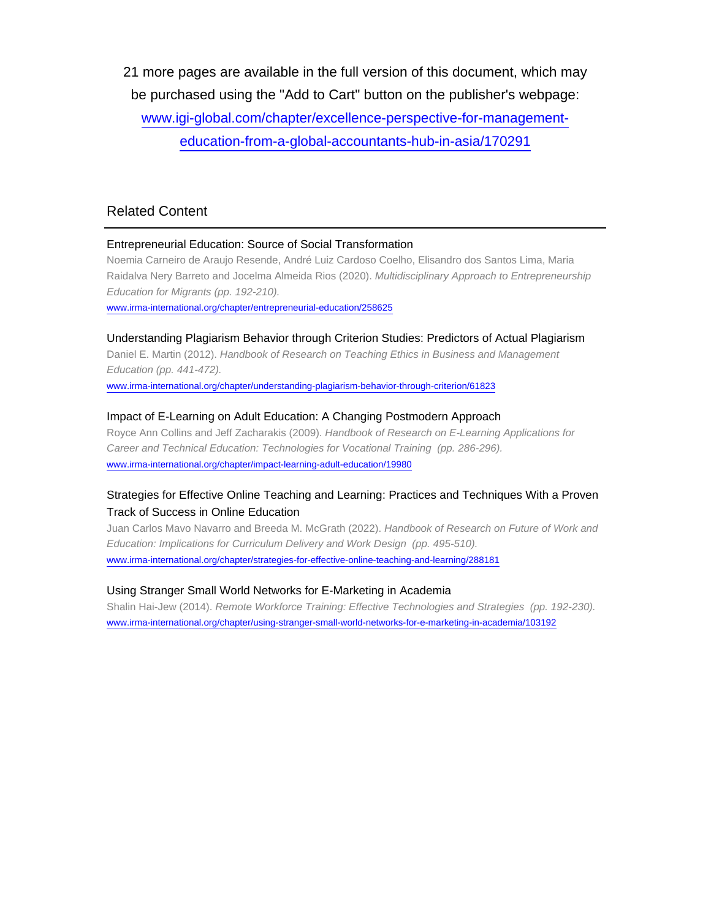21 more pages are available in the full version of this document, which may be purchased using the "Add to Cart" button on the publisher's webpage: www.igi-global.com/chapter/excellence-perspective-for-management-education-from-a-global-accountants-hub-in-asia/170291

## Related Content

Entrepreneurial Education: Source of Social Transformation
Noemia Carneiro de Araujo Resende, André Luiz Cardoso Coelho, Elisandro dos Santos Lima, Maria Raidalva Nery Barreto and Jocelma Almeida Rios (2020). *Multidisciplinary Approach to Entrepreneurship Education for Migrants (pp. 192-210).*
www.irma-international.org/chapter/entrepreneurial-education/258625

Understanding Plagiarism Behavior through Criterion Studies: Predictors of Actual Plagiarism
Daniel E. Martin (2012). *Handbook of Research on Teaching Ethics in Business and Management Education (pp. 441-472).*
www.irma-international.org/chapter/understanding-plagiarism-behavior-through-criterion/61823

Impact of E-Learning on Adult Education: A Changing Postmodern Approach
Royce Ann Collins and Jeff Zacharakis (2009). *Handbook of Research on E-Learning Applications for Career and Technical Education: Technologies for Vocational Training (pp. 286-296).*
www.irma-international.org/chapter/impact-learning-adult-education/19980

Strategies for Effective Online Teaching and Learning: Practices and Techniques With a Proven Track of Success in Online Education
Juan Carlos Mavo Navarro and Breeda M. McGrath (2022). *Handbook of Research on Future of Work and Education: Implications for Curriculum Delivery and Work Design (pp. 495-510).*
www.irma-international.org/chapter/strategies-for-effective-online-teaching-and-learning/288181

Using Stranger Small World Networks for E-Marketing in Academia
Shalin Hai-Jew (2014). *Remote Workforce Training: Effective Technologies and Strategies (pp. 192-230).*
www.irma-international.org/chapter/using-stranger-small-world-networks-for-e-marketing-in-academia/103192